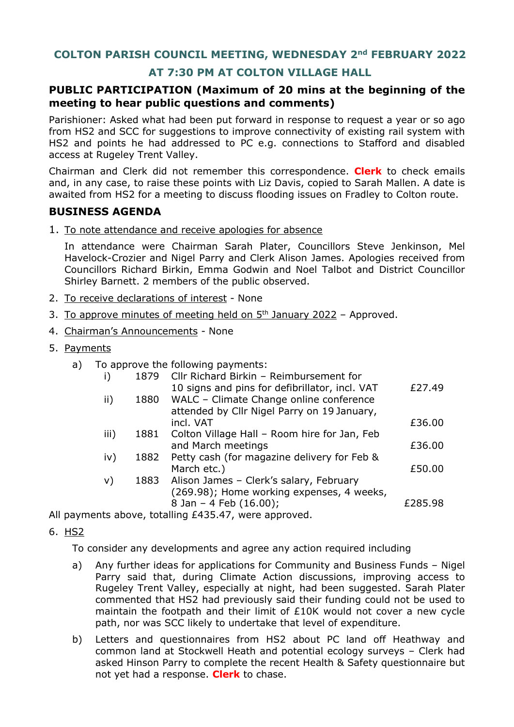# COLTON PARISH COUNCIL MEETING, WEDNESDAY 2nd FEBRUARY 2022

## AT 7:30 PM AT COLTON VILLAGE HALL

### PUBLIC PARTICIPATION (Maximum of 20 mins at the beginning of the meeting to hear public questions and comments)

Parishioner: Asked what had been put forward in response to request a year or so ago from HS2 and SCC for suggestions to improve connectivity of existing rail system with HS2 and points he had addressed to PC e.g. connections to Stafford and disabled access at Rugeley Trent Valley.

Chairman and Clerk did not remember this correspondence. **Clerk** to check emails and, in any case, to raise these points with Liz Davis, copied to Sarah Mallen. A date is awaited from HS2 for a meeting to discuss flooding issues on Fradley to Colton route.

### BUSINESS AGENDA

1. To note attendance and receive apologies for absence

   In attendance were Chairman Sarah Plater, Councillors Steve Jenkinson, Mel Havelock-Crozier and Nigel Parry and Clerk Alison James. Apologies received from Councillors Richard Birkin, Emma Godwin and Noel Talbot and District Councillor Shirley Barnett. 2 members of the public observed.

2. To receive declarations of interest - None
3. To approve minutes of meeting held on 5th January 2022 – Approved.
4. Chairman's Announcements - None
5. Payments

   a) To approve the following payments:

| | | | |
|---|---|---|---|
| i) | 1879 | Cllr Richard Birkin – Reimbursement for 10 signs and pins for defibrillator, incl. VAT | £27.49 |
| ii) | 1880 | WALC – Climate Change online conference attended by Cllr Nigel Parry on 19 January, incl. VAT | £36.00 |
| iii) | 1881 | Colton Village Hall – Room hire for Jan, Feb and March meetings | £36.00 |
| iv) | 1882 | Petty cash (for magazine delivery for Feb & March etc.) | £50.00 |
| v) | 1883 | Alison James – Clerk's salary, February (269.98); Home working expenses, 4 weeks, 8 Jan – 4 Feb (16.00); | £285.98 |

All payments above, totalling £435.47, were approved.

6. HS2

   To consider any developments and agree any action required including

   a) Any further ideas for applications for Community and Business Funds – Nigel Parry said that, during Climate Action discussions, improving access to Rugeley Trent Valley, especially at night, had been suggested. Sarah Plater commented that HS2 had previously said their funding could not be used to maintain the footpath and their limit of £10K would not cover a new cycle path, nor was SCC likely to undertake that level of expenditure.

   b) Letters and questionnaires from HS2 about PC land off Heathway and common land at Stockwell Heath and potential ecology surveys – Clerk had asked Hinson Parry to complete the recent Health & Safety questionnaire but not yet had a response. **Clerk** to chase.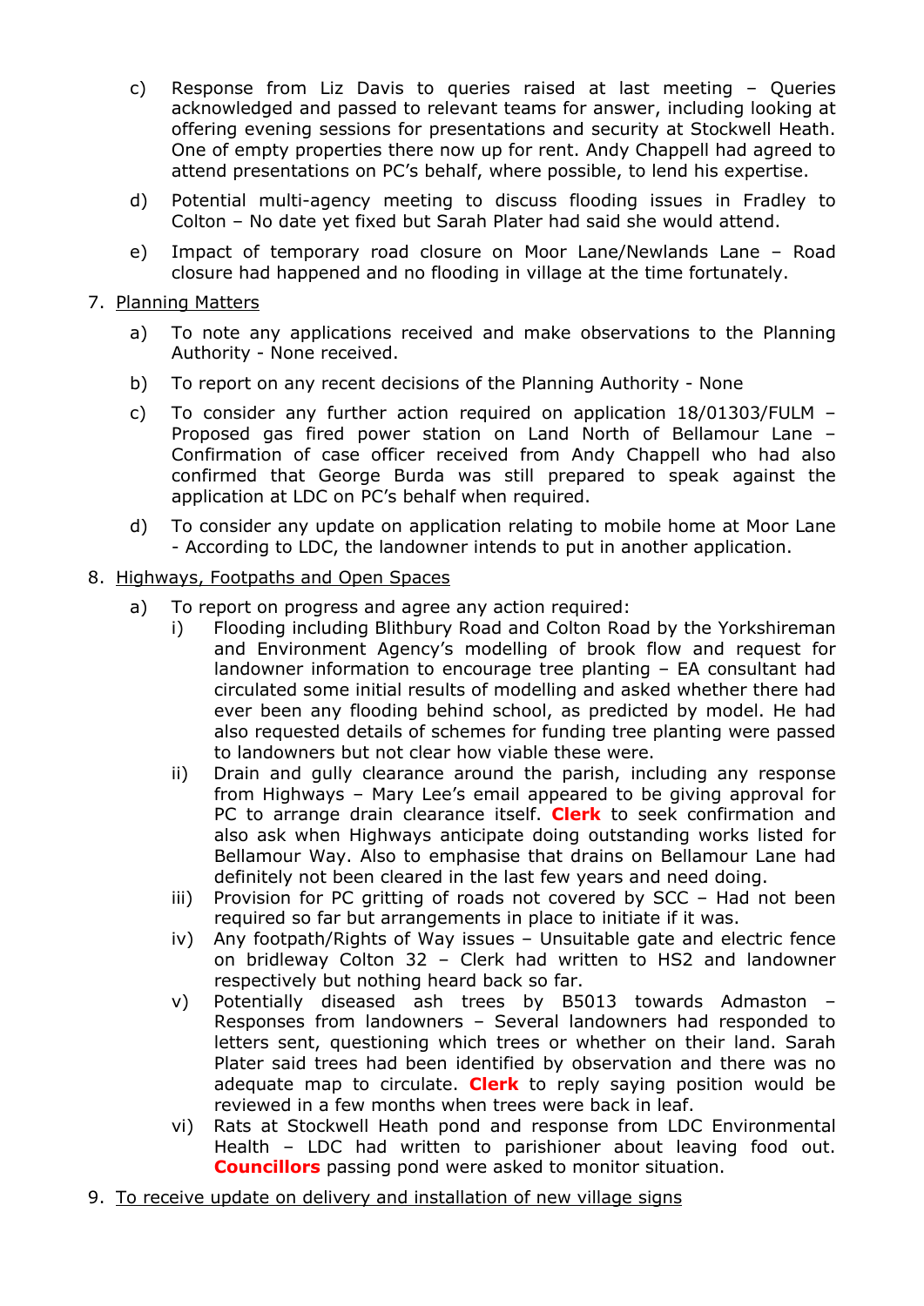c) Response from Liz Davis to queries raised at last meeting – Queries acknowledged and passed to relevant teams for answer, including looking at offering evening sessions for presentations and security at Stockwell Heath. One of empty properties there now up for rent. Andy Chappell had agreed to attend presentations on PC's behalf, where possible, to lend his expertise.

d) Potential multi-agency meeting to discuss flooding issues in Fradley to Colton – No date yet fixed but Sarah Plater had said she would attend.

e) Impact of temporary road closure on Moor Lane/Newlands Lane – Road closure had happened and no flooding in village at the time fortunately.

7. Planning Matters

   a) To note any applications received and make observations to the Planning Authority - None received.

   b) To report on any recent decisions of the Planning Authority - None

   c) To consider any further action required on application 18/01303/FULM – Proposed gas fired power station on Land North of Bellamour Lane – Confirmation of case officer received from Andy Chappell who had also confirmed that George Burda was still prepared to speak against the application at LDC on PC's behalf when required.

   d) To consider any update on application relating to mobile home at Moor Lane - According to LDC, the landowner intends to put in another application.

8. Highways, Footpaths and Open Spaces

   a) To report on progress and agree any action required:

      i) Flooding including Blithbury Road and Colton Road by the Yorkshireman and Environment Agency's modelling of brook flow and request for landowner information to encourage tree planting – EA consultant had circulated some initial results of modelling and asked whether there had ever been any flooding behind school, as predicted by model. He had also requested details of schemes for funding tree planting were passed to landowners but not clear how viable these were.

      ii) Drain and gully clearance around the parish, including any response from Highways – Mary Lee's email appeared to be giving approval for PC to arrange drain clearance itself. **Clerk** to seek confirmation and also ask when Highways anticipate doing outstanding works listed for Bellamour Way. Also to emphasise that drains on Bellamour Lane had definitely not been cleared in the last few years and need doing.

      iii) Provision for PC gritting of roads not covered by SCC – Had not been required so far but arrangements in place to initiate if it was.

      iv) Any footpath/Rights of Way issues – Unsuitable gate and electric fence on bridleway Colton 32 – Clerk had written to HS2 and landowner respectively but nothing heard back so far.

      v) Potentially diseased ash trees by B5013 towards Admaston – Responses from landowners – Several landowners had responded to letters sent, questioning which trees or whether on their land. Sarah Plater said trees had been identified by observation and there was no adequate map to circulate. **Clerk** to reply saying position would be reviewed in a few months when trees were back in leaf.

      vi) Rats at Stockwell Heath pond and response from LDC Environmental Health – LDC had written to parishioner about leaving food out. **Councillors** passing pond were asked to monitor situation.

9. To receive update on delivery and installation of new village signs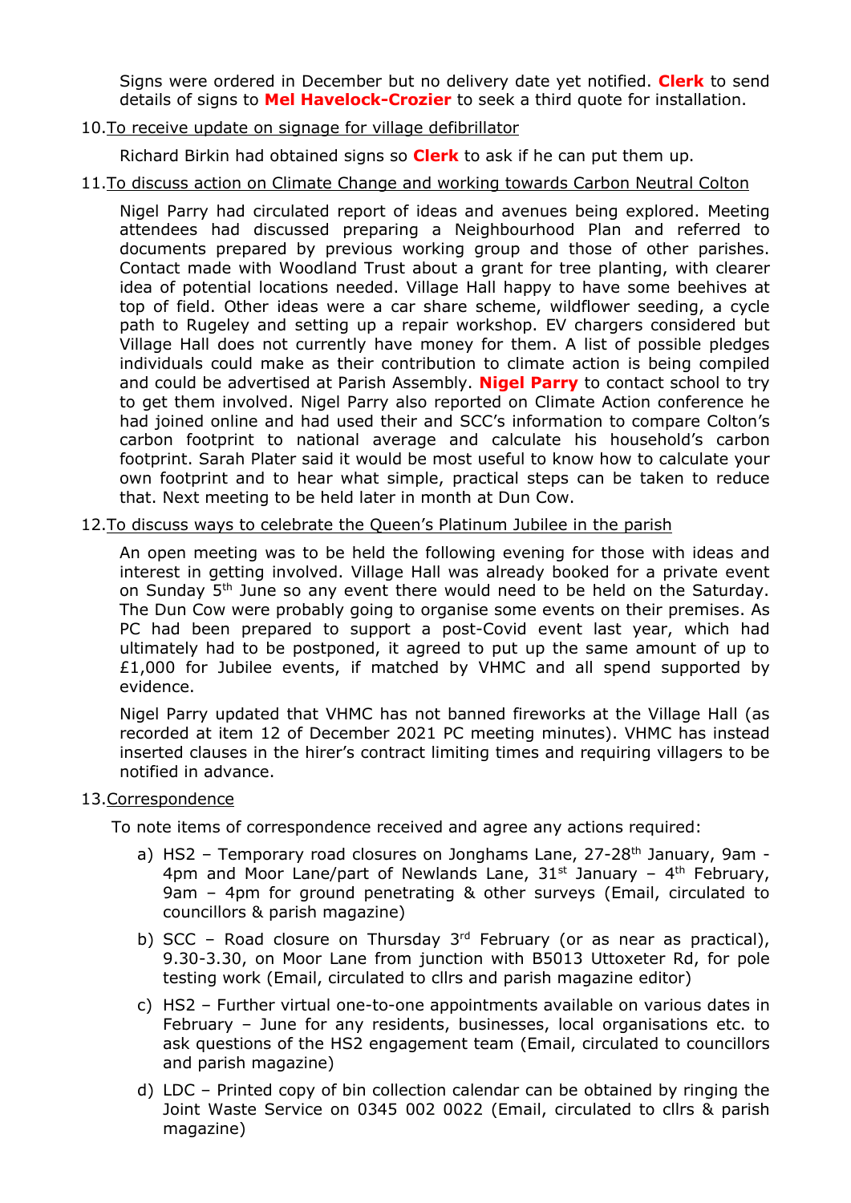Signs were ordered in December but no delivery date yet notified. **Clerk** to send details of signs to **Mel Havelock-Crozier** to seek a third quote for installation.

10. To receive update on signage for village defibrillator

Richard Birkin had obtained signs so **Clerk** to ask if he can put them up.

11. To discuss action on Climate Change and working towards Carbon Neutral Colton

Nigel Parry had circulated report of ideas and avenues being explored. Meeting attendees had discussed preparing a Neighbourhood Plan and referred to documents prepared by previous working group and those of other parishes. Contact made with Woodland Trust about a grant for tree planting, with clearer idea of potential locations needed. Village Hall happy to have some beehives at top of field. Other ideas were a car share scheme, wildflower seeding, a cycle path to Rugeley and setting up a repair workshop. EV chargers considered but Village Hall does not currently have money for them. A list of possible pledges individuals could make as their contribution to climate action is being compiled and could be advertised at Parish Assembly. **Nigel Parry** to contact school to try to get them involved. Nigel Parry also reported on Climate Action conference he had joined online and had used their and SCC's information to compare Colton's carbon footprint to national average and calculate his household's carbon footprint. Sarah Plater said it would be most useful to know how to calculate your own footprint and to hear what simple, practical steps can be taken to reduce that. Next meeting to be held later in month at Dun Cow.

12. To discuss ways to celebrate the Queen's Platinum Jubilee in the parish

An open meeting was to be held the following evening for those with ideas and interest in getting involved. Village Hall was already booked for a private event on Sunday 5th June so any event there would need to be held on the Saturday. The Dun Cow were probably going to organise some events on their premises. As PC had been prepared to support a post-Covid event last year, which had ultimately had to be postponed, it agreed to put up the same amount of up to £1,000 for Jubilee events, if matched by VHMC and all spend supported by evidence.

Nigel Parry updated that VHMC has not banned fireworks at the Village Hall (as recorded at item 12 of December 2021 PC meeting minutes). VHMC has instead inserted clauses in the hirer's contract limiting times and requiring villagers to be notified in advance.

13. Correspondence

To note items of correspondence received and agree any actions required:

a) HS2 – Temporary road closures on Jonghams Lane, 27-28th January, 9am - 4pm and Moor Lane/part of Newlands Lane, 31st January – 4th February, 9am – 4pm for ground penetrating & other surveys (Email, circulated to councillors & parish magazine)

b) SCC – Road closure on Thursday 3rd February (or as near as practical), 9.30-3.30, on Moor Lane from junction with B5013 Uttoxeter Rd, for pole testing work (Email, circulated to cllrs and parish magazine editor)

c) HS2 – Further virtual one-to-one appointments available on various dates in February – June for any residents, businesses, local organisations etc. to ask questions of the HS2 engagement team (Email, circulated to councillors and parish magazine)

d) LDC – Printed copy of bin collection calendar can be obtained by ringing the Joint Waste Service on 0345 002 0022 (Email, circulated to cllrs & parish magazine)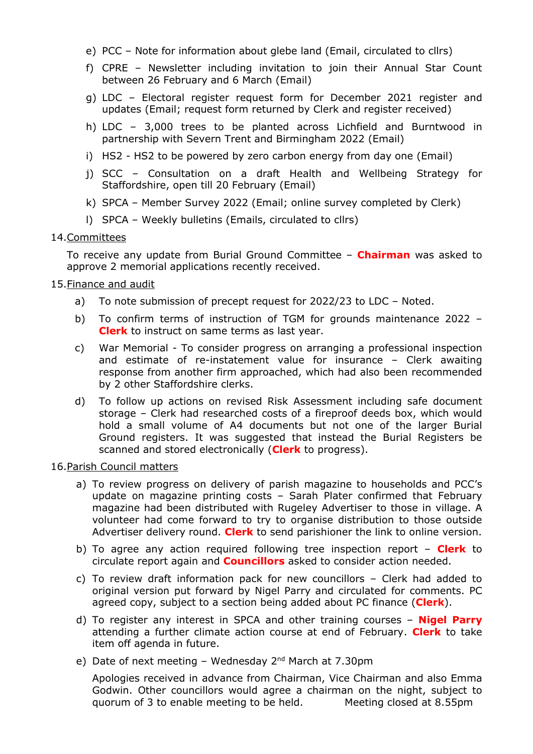e) PCC – Note for information about glebe land (Email, circulated to cllrs)

f) CPRE – Newsletter including invitation to join their Annual Star Count between 26 February and 6 March (Email)

g) LDC – Electoral register request form for December 2021 register and updates (Email; request form returned by Clerk and register received)

h) LDC – 3,000 trees to be planted across Lichfield and Burntwood in partnership with Severn Trent and Birmingham 2022 (Email)

i) HS2 - HS2 to be powered by zero carbon energy from day one (Email)

j) SCC – Consultation on a draft Health and Wellbeing Strategy for Staffordshire, open till 20 February (Email)

k) SPCA – Member Survey 2022 (Email; online survey completed by Clerk)

l) SPCA – Weekly bulletins (Emails, circulated to cllrs)

14. Committees

To receive any update from Burial Ground Committee – **Chairman** was asked to approve 2 memorial applications recently received.

15. Finance and audit

a) To note submission of precept request for 2022/23 to LDC – Noted.

b) To confirm terms of instruction of TGM for grounds maintenance 2022 – **Clerk** to instruct on same terms as last year.

c) War Memorial - To consider progress on arranging a professional inspection and estimate of re-instatement value for insurance – Clerk awaiting response from another firm approached, which had also been recommended by 2 other Staffordshire clerks.

d) To follow up actions on revised Risk Assessment including safe document storage – Clerk had researched costs of a fireproof deeds box, which would hold a small volume of A4 documents but not one of the larger Burial Ground registers. It was suggested that instead the Burial Registers be scanned and stored electronically (**Clerk** to progress).

16. Parish Council matters

a) To review progress on delivery of parish magazine to households and PCC's update on magazine printing costs – Sarah Plater confirmed that February magazine had been distributed with Rugeley Advertiser to those in village. A volunteer had come forward to try to organise distribution to those outside Advertiser delivery round. **Clerk** to send parishioner the link to online version.

b) To agree any action required following tree inspection report – **Clerk** to circulate report again and **Councillors** asked to consider action needed.

c) To review draft information pack for new councillors – Clerk had added to original version put forward by Nigel Parry and circulated for comments. PC agreed copy, subject to a section being added about PC finance (**Clerk**).

d) To register any interest in SPCA and other training courses – **Nigel Parry** attending a further climate action course at end of February. **Clerk** to take item off agenda in future.

e) Date of next meeting – Wednesday 2nd March at 7.30pm

Apologies received in advance from Chairman, Vice Chairman and also Emma Godwin. Other councillors would agree a chairman on the night, subject to quorum of 3 to enable meeting to be held.

Meeting closed at 8.55pm